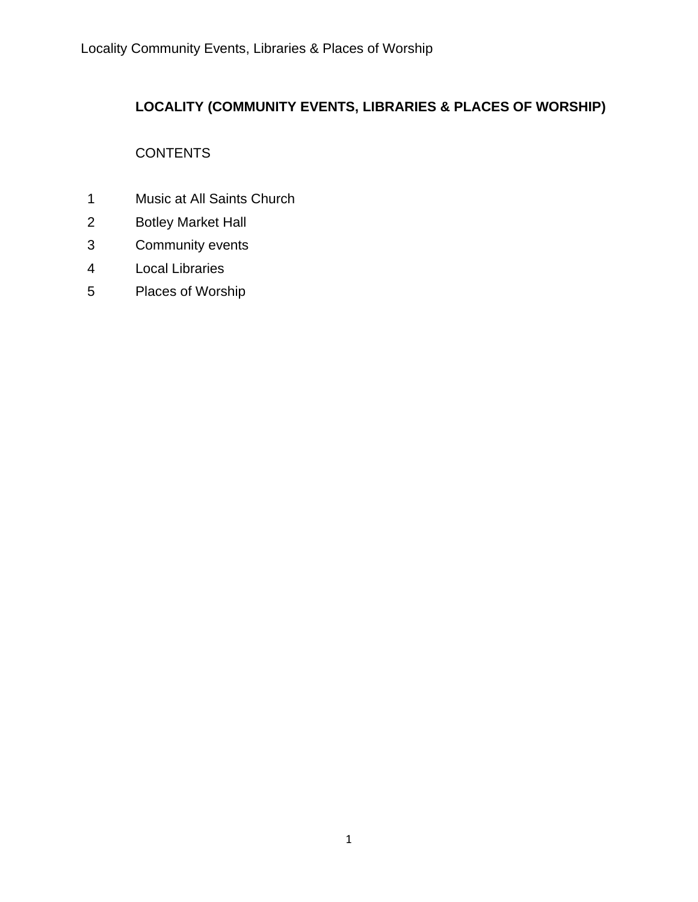# LOCALITY (COMMUNITY EVENTS, LIBRARIES & PLACES OF WORSHIP)

CONTENTS

1 Music at All Saints Church
2 Botley Market Hall
3 Community events
4 Local Libraries
5 Places of Worship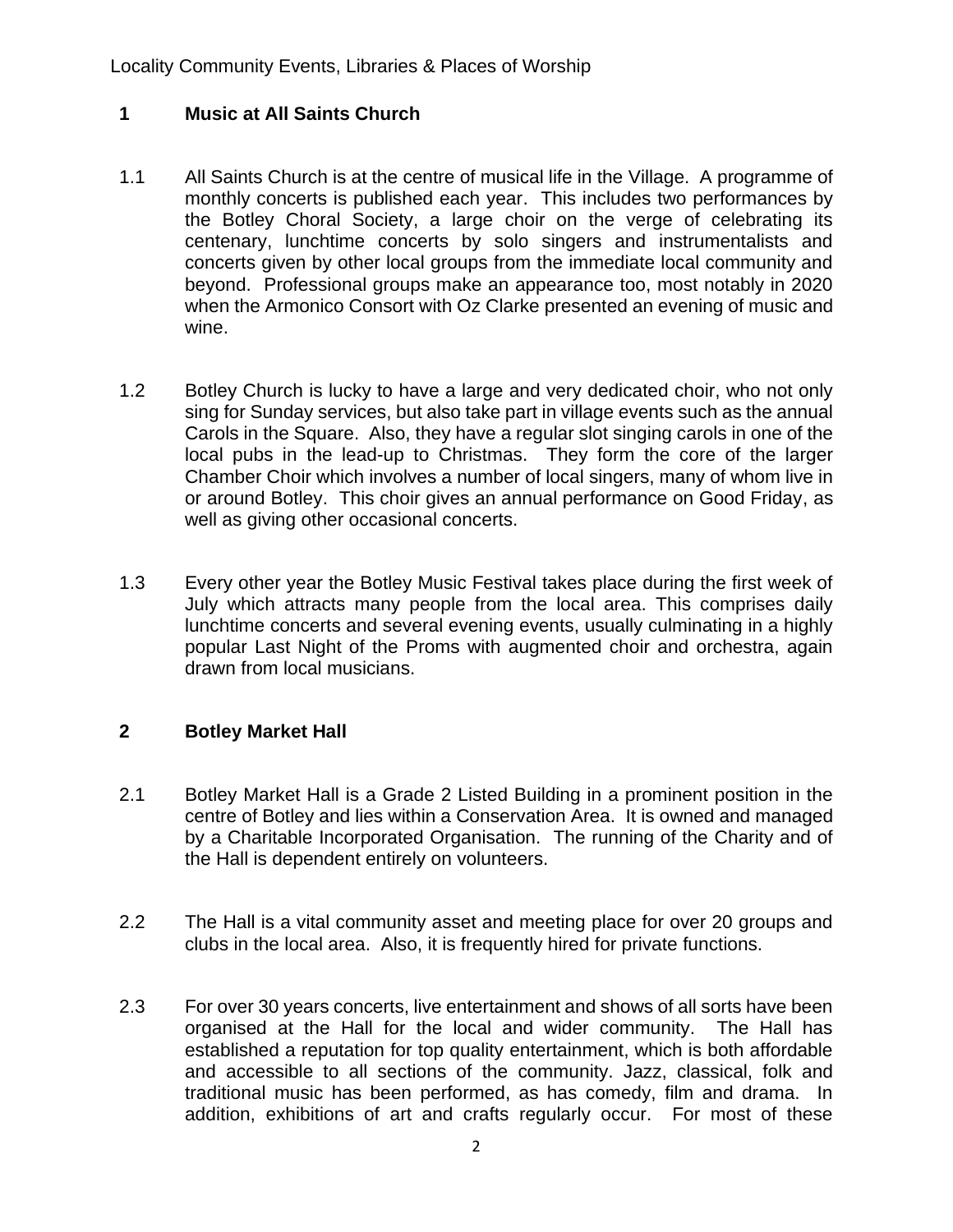Locality Community Events, Libraries & Places of Worship

## 1 Music at All Saints Church

1.1 All Saints Church is at the centre of musical life in the Village. A programme of monthly concerts is published each year. This includes two performances by the Botley Choral Society, a large choir on the verge of celebrating its centenary, lunchtime concerts by solo singers and instrumentalists and concerts given by other local groups from the immediate local community and beyond. Professional groups make an appearance too, most notably in 2020 when the Armonico Consort with Oz Clarke presented an evening of music and wine.

1.2 Botley Church is lucky to have a large and very dedicated choir, who not only sing for Sunday services, but also take part in village events such as the annual Carols in the Square. Also, they have a regular slot singing carols in one of the local pubs in the lead-up to Christmas. They form the core of the larger Chamber Choir which involves a number of local singers, many of whom live in or around Botley. This choir gives an annual performance on Good Friday, as well as giving other occasional concerts.

1.3 Every other year the Botley Music Festival takes place during the first week of July which attracts many people from the local area. This comprises daily lunchtime concerts and several evening events, usually culminating in a highly popular Last Night of the Proms with augmented choir and orchestra, again drawn from local musicians.

## 2 Botley Market Hall

2.1 Botley Market Hall is a Grade 2 Listed Building in a prominent position in the centre of Botley and lies within a Conservation Area. It is owned and managed by a Charitable Incorporated Organisation. The running of the Charity and of the Hall is dependent entirely on volunteers.

2.2 The Hall is a vital community asset and meeting place for over 20 groups and clubs in the local area. Also, it is frequently hired for private functions.

2.3 For over 30 years concerts, live entertainment and shows of all sorts have been organised at the Hall for the local and wider community. The Hall has established a reputation for top quality entertainment, which is both affordable and accessible to all sections of the community. Jazz, classical, folk and traditional music has been performed, as has comedy, film and drama. In addition, exhibitions of art and crafts regularly occur. For most of these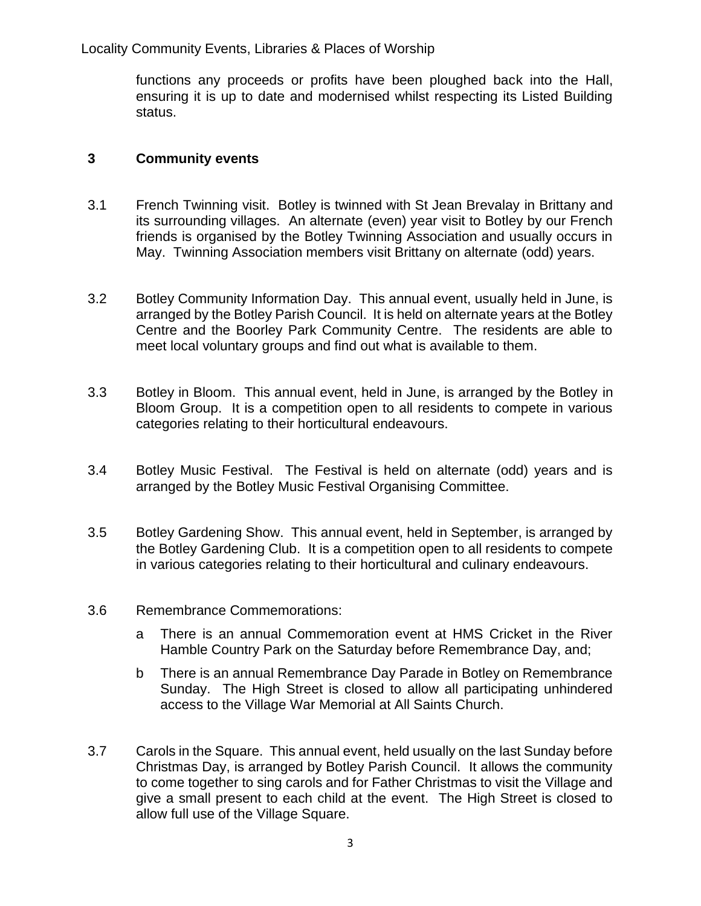functions any proceeds or profits have been ploughed back into the Hall, ensuring it is up to date and modernised whilst respecting its Listed Building status.

## 3 Community events

3.1 French Twinning visit. Botley is twinned with St Jean Brevalay in Brittany and its surrounding villages. An alternate (even) year visit to Botley by our French friends is organised by the Botley Twinning Association and usually occurs in May. Twinning Association members visit Brittany on alternate (odd) years.

3.2 Botley Community Information Day. This annual event, usually held in June, is arranged by the Botley Parish Council. It is held on alternate years at the Botley Centre and the Boorley Park Community Centre. The residents are able to meet local voluntary groups and find out what is available to them.

3.3 Botley in Bloom. This annual event, held in June, is arranged by the Botley in Bloom Group. It is a competition open to all residents to compete in various categories relating to their horticultural endeavours.

3.4 Botley Music Festival. The Festival is held on alternate (odd) years and is arranged by the Botley Music Festival Organising Committee.

3.5 Botley Gardening Show. This annual event, held in September, is arranged by the Botley Gardening Club. It is a competition open to all residents to compete in various categories relating to their horticultural and culinary endeavours.

3.6 Remembrance Commemorations:

a There is an annual Commemoration event at HMS Cricket in the River Hamble Country Park on the Saturday before Remembrance Day, and;

b There is an annual Remembrance Day Parade in Botley on Remembrance Sunday. The High Street is closed to allow all participating unhindered access to the Village War Memorial at All Saints Church.

3.7 Carols in the Square. This annual event, held usually on the last Sunday before Christmas Day, is arranged by Botley Parish Council. It allows the community to come together to sing carols and for Father Christmas to visit the Village and give a small present to each child at the event. The High Street is closed to allow full use of the Village Square.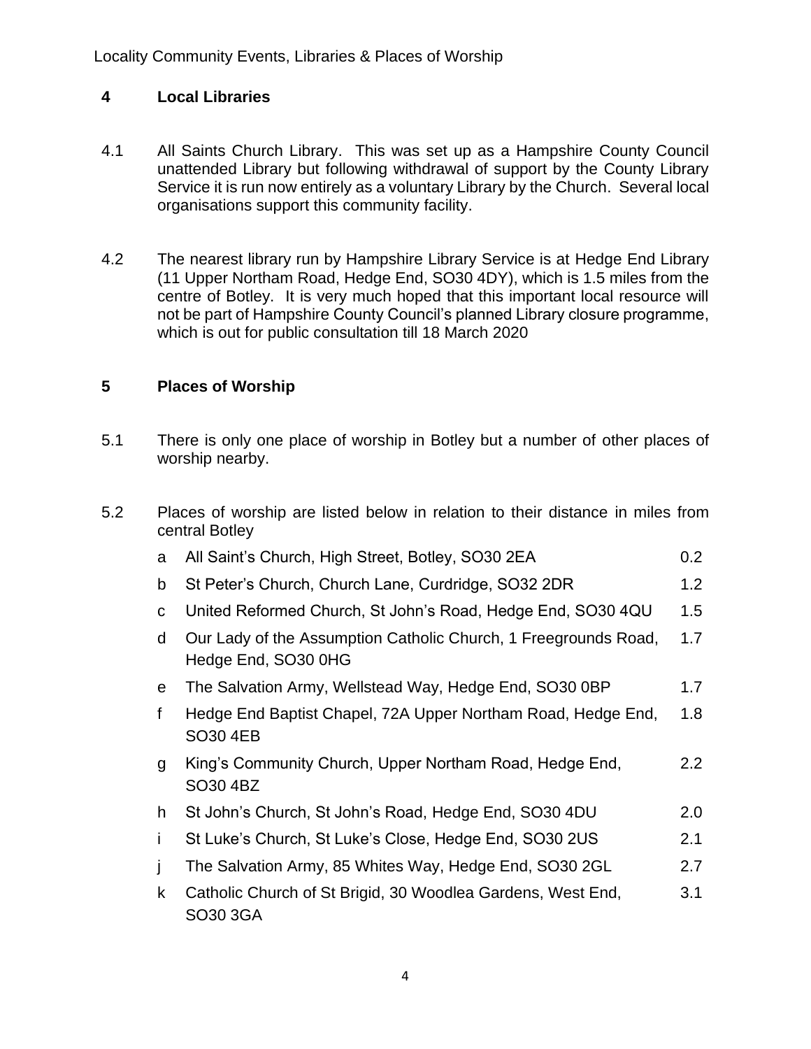## 4 Local Libraries

4.1 All Saints Church Library. This was set up as a Hampshire County Council unattended Library but following withdrawal of support by the County Library Service it is run now entirely as a voluntary Library by the Church. Several local organisations support this community facility.

4.2 The nearest library run by Hampshire Library Service is at Hedge End Library (11 Upper Northam Road, Hedge End, SO30 4DY), which is 1.5 miles from the centre of Botley. It is very much hoped that this important local resource will not be part of Hampshire County Council's planned Library closure programme, which is out for public consultation till 18 March 2020

## 5 Places of Worship

5.1 There is only one place of worship in Botley but a number of other places of worship nearby.

5.2 Places of worship are listed below in relation to their distance in miles from central Botley

| | Place of worship | Miles |
|---|---|---|
| a | All Saint's Church, High Street, Botley, SO30 2EA | 0.2 |
| b | St Peter's Church, Church Lane, Curdridge, SO32 2DR | 1.2 |
| c | United Reformed Church, St John's Road, Hedge End, SO30 4QU | 1.5 |
| d | Our Lady of the Assumption Catholic Church, 1 Freegrounds Road, Hedge End, SO30 0HG | 1.7 |
| e | The Salvation Army, Wellstead Way, Hedge End, SO30 0BP | 1.7 |
| f | Hedge End Baptist Chapel, 72A Upper Northam Road, Hedge End, SO30 4EB | 1.8 |
| g | King's Community Church, Upper Northam Road, Hedge End, SO30 4BZ | 2.2 |
| h | St John's Church, St John's Road, Hedge End, SO30 4DU | 2.0 |
| i | St Luke's Church, St Luke's Close, Hedge End, SO30 2US | 2.1 |
| j | The Salvation Army, 85 Whites Way, Hedge End, SO30 2GL | 2.7 |
| k | Catholic Church of St Brigid, 30 Woodlea Gardens, West End, SO30 3GA | 3.1 |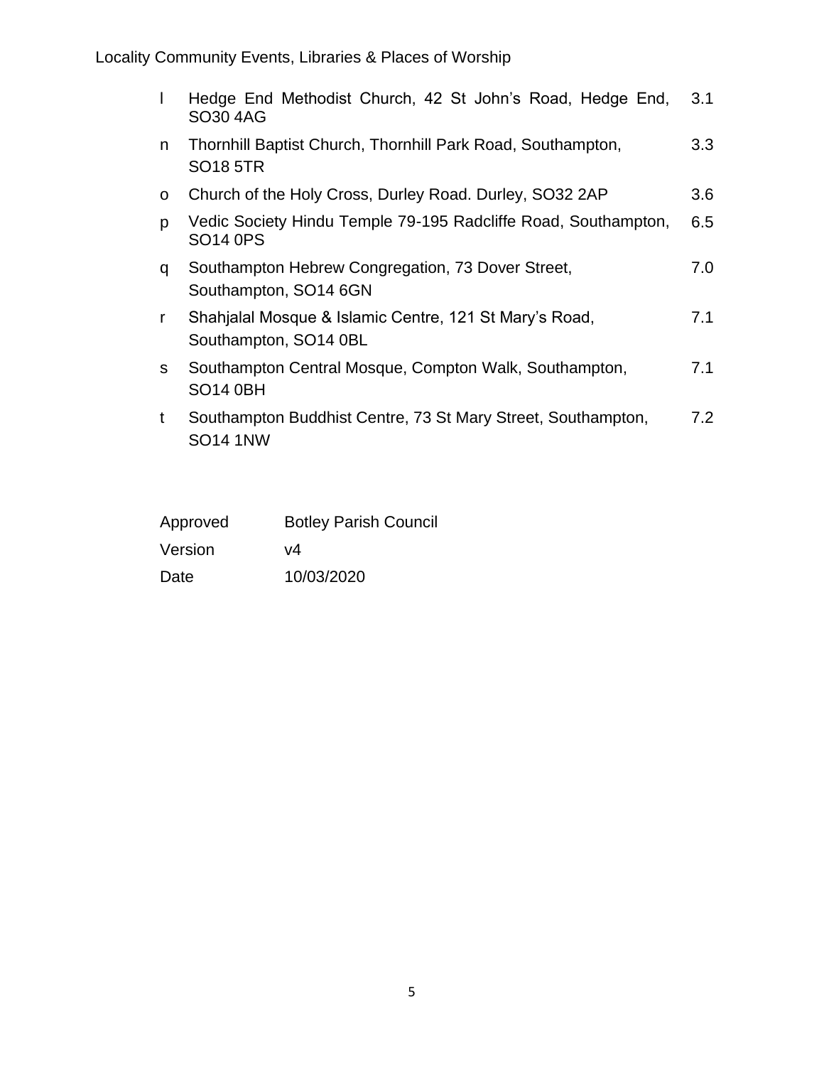Locality Community Events, Libraries & Places of Worship

| | | |
|---|---|---|
| l | Hedge End Methodist Church, 42 St John's Road, Hedge End, SO30 4AG | 3.1 |
| n | Thornhill Baptist Church, Thornhill Park Road, Southampton, SO18 5TR | 3.3 |
| o | Church of the Holy Cross, Durley Road. Durley, SO32 2AP | 3.6 |
| p | Vedic Society Hindu Temple 79-195 Radcliffe Road, Southampton, SO14 0PS | 6.5 |
| q | Southampton Hebrew Congregation, 73 Dover Street, Southampton, SO14 6GN | 7.0 |
| r | Shahjalal Mosque & Islamic Centre, 121 St Mary's Road, Southampton, SO14 0BL | 7.1 |
| s | Southampton Central Mosque, Compton Walk, Southampton, SO14 0BH | 7.1 |
| t | Southampton Buddhist Centre, 73 St Mary Street, Southampton, SO14 1NW | 7.2 |

| | |
|---|---|
| Approved | Botley Parish Council |
| Version | v4 |
| Date | 10/03/2020 |